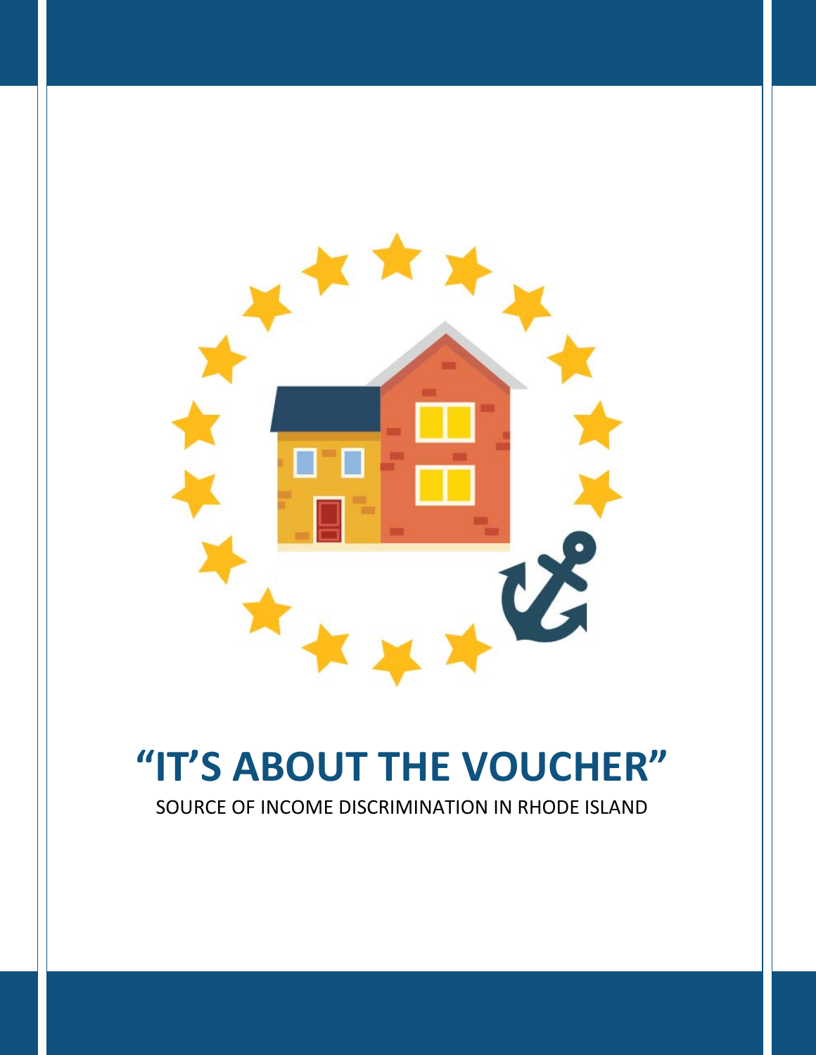# "IT'S ABOUT THE VOUCHER"

SOURCE OF INCOME DISCRIMINATION IN RHODE ISLAND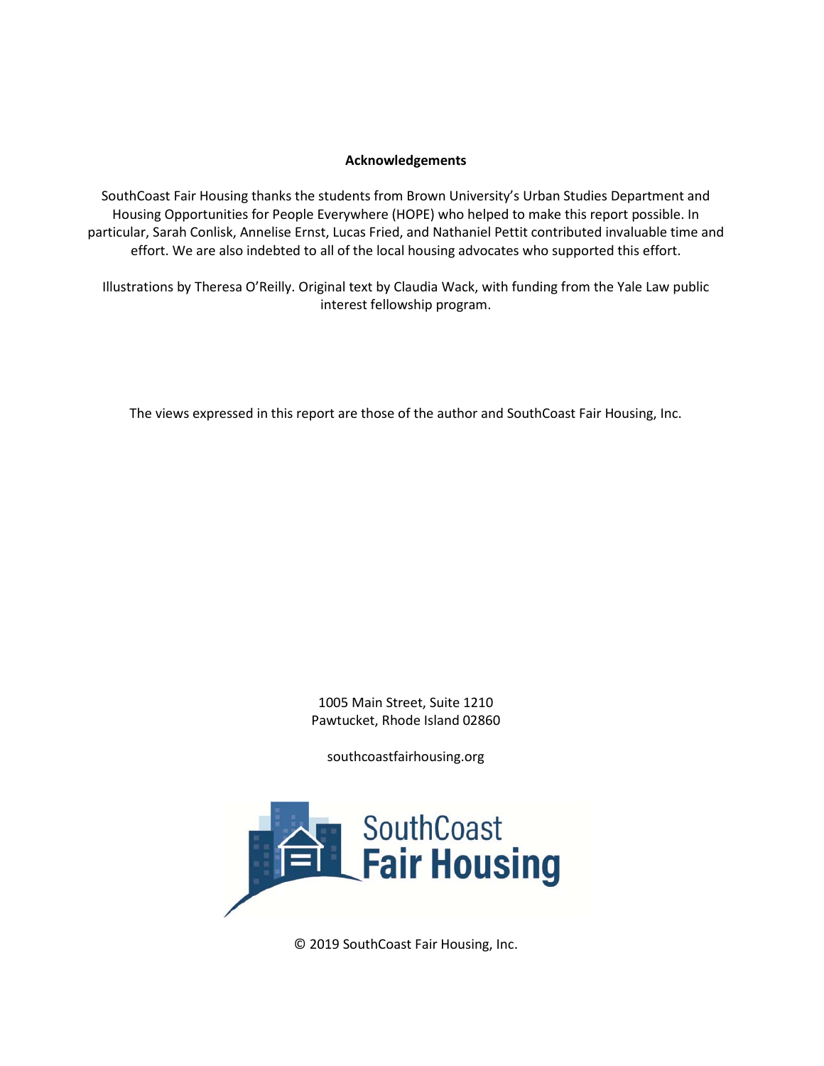**Acknowledgements**

SouthCoast Fair Housing thanks the students from Brown University's Urban Studies Department and Housing Opportunities for People Everywhere (HOPE) who helped to make this report possible. In particular, Sarah Conlisk, Annelise Ernst, Lucas Fried, and Nathaniel Pettit contributed invaluable time and effort. We are also indebted to all of the local housing advocates who supported this effort.

Illustrations by Theresa O'Reilly. Original text by Claudia Wack, with funding from the Yale Law public interest fellowship program.

The views expressed in this report are those of the author and SouthCoast Fair Housing, Inc.

1005 Main Street, Suite 1210
Pawtucket, Rhode Island 02860

southcoastfairhousing.org

SouthCoast Fair Housing

© 2019 SouthCoast Fair Housing, Inc.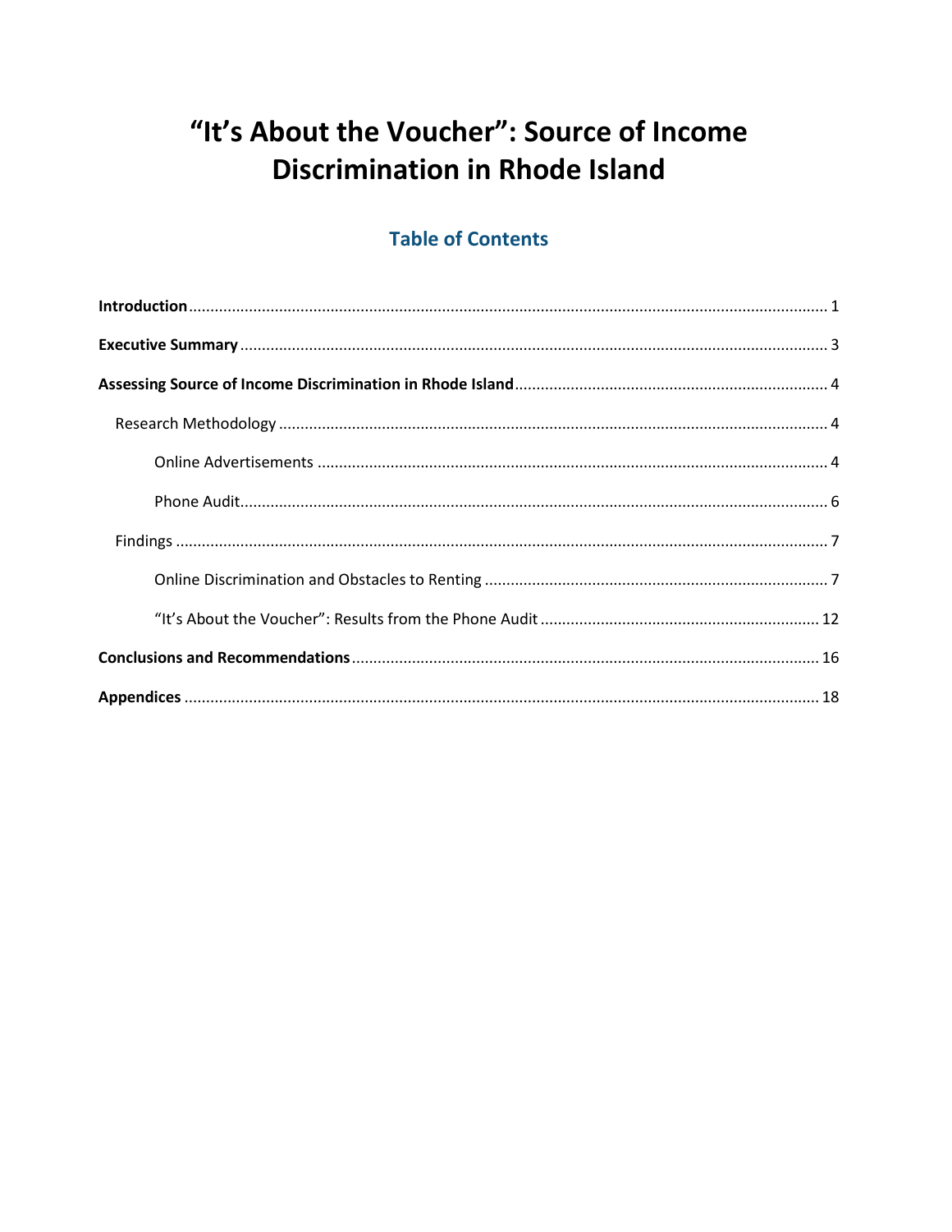# "It's About the Voucher": Source of Income Discrimination in Rhode Island

## Table of Contents

**Introduction** .......... 1

**Executive Summary** .......... 3

**Assessing Source of Income Discrimination in Rhode Island** .......... 4

- Research Methodology .......... 4
  - Online Advertisements .......... 4
  - Phone Audit .......... 6
- Findings .......... 7
  - Online Discrimination and Obstacles to Renting .......... 7
  - "It's About the Voucher": Results from the Phone Audit .......... 12

**Conclusions and Recommendations** .......... 16

**Appendices** .......... 18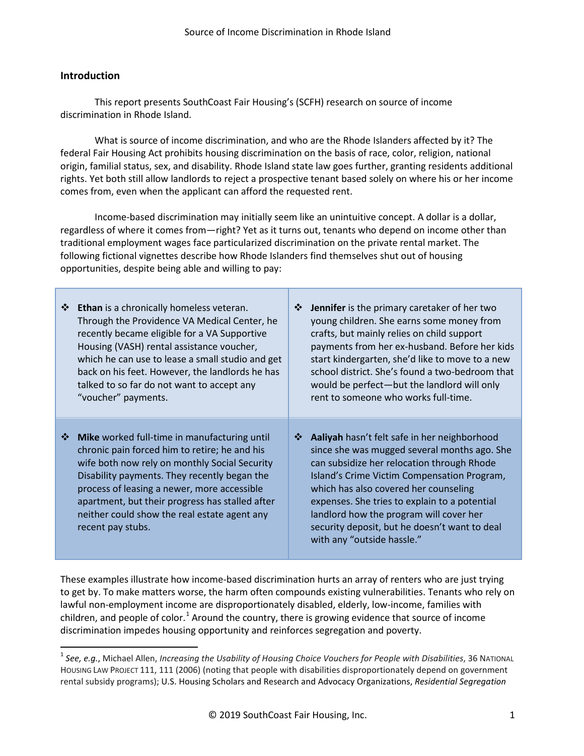## Introduction

This report presents SouthCoast Fair Housing's (SCFH) research on source of income discrimination in Rhode Island.

What is source of income discrimination, and who are the Rhode Islanders affected by it? The federal Fair Housing Act prohibits housing discrimination on the basis of race, color, religion, national origin, familial status, sex, and disability. Rhode Island state law goes further, granting residents additional rights. Yet both still allow landlords to reject a prospective tenant based solely on where his or her income comes from, even when the applicant can afford the requested rent.

Income-based discrimination may initially seem like an unintuitive concept. A dollar is a dollar, regardless of where it comes from—right? Yet as it turns out, tenants who depend on income other than traditional employment wages face particularized discrimination on the private rental market. The following fictional vignettes describe how Rhode Islanders find themselves shut out of housing opportunities, despite being able and willing to pay:

| | |
|---|---|
| ❖ **Ethan** is a chronically homeless veteran. Through the Providence VA Medical Center, he recently became eligible for a VA Supportive Housing (VASH) rental assistance voucher, which he can use to lease a small studio and get back on his feet. However, the landlords he has talked to so far do not want to accept any "voucher" payments. | ❖ **Jennifer** is the primary caretaker of her two young children. She earns some money from crafts, but mainly relies on child support payments from her ex-husband. Before her kids start kindergarten, she'd like to move to a new school district. She's found a two-bedroom that would be perfect—but the landlord will only rent to someone who works full-time. |
| ❖ **Mike** worked full-time in manufacturing until chronic pain forced him to retire; he and his wife both now rely on monthly Social Security Disability payments. They recently began the process of leasing a newer, more accessible apartment, but their progress has stalled after neither could show the real estate agent any recent pay stubs. | ❖ **Aaliyah** hasn't felt safe in her neighborhood since she was mugged several months ago. She can subsidize her relocation through Rhode Island's Crime Victim Compensation Program, which has also covered her counseling expenses. She tries to explain to a potential landlord how the program will cover her security deposit, but he doesn't want to deal with any "outside hassle." |

These examples illustrate how income-based discrimination hurts an array of renters who are just trying to get by. To make matters worse, the harm often compounds existing vulnerabilities. Tenants who rely on lawful non-employment income are disproportionately disabled, elderly, low-income, families with children, and people of color.[1] Around the country, there is growing evidence that source of income discrimination impedes housing opportunity and reinforces segregation and poverty.

[1] *See, e.g.*, Michael Allen, *Increasing the Usability of Housing Choice Vouchers for People with Disabilities*, 36 NATIONAL HOUSING LAW PROJECT 111, 111 (2006) (noting that people with disabilities disproportionately depend on government rental subsidy programs); U.S. Housing Scholars and Research and Advocacy Organizations, *Residential Segregation*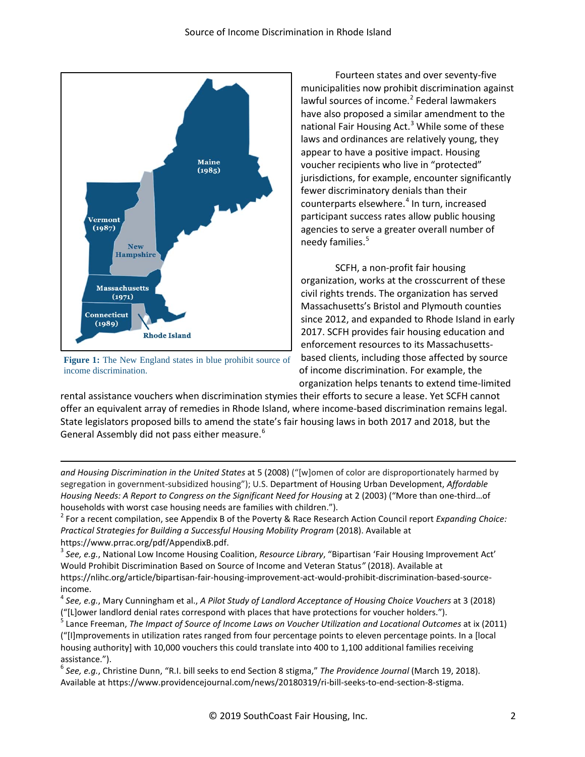Figure 1: The New England states in blue prohibit source of income discrimination.

Fourteen states and over seventy-five municipalities now prohibit discrimination against lawful sources of income.[2] Federal lawmakers have also proposed a similar amendment to the national Fair Housing Act.[3] While some of these laws and ordinances are relatively young, they appear to have a positive impact. Housing voucher recipients who live in "protected" jurisdictions, for example, encounter significantly fewer discriminatory denials than their counterparts elsewhere.[4] In turn, increased participant success rates allow public housing agencies to serve a greater overall number of needy families.[5]

SCFH, a non-profit fair housing organization, works at the crosscurrent of these civil rights trends. The organization has served Massachusetts's Bristol and Plymouth counties since 2012, and expanded to Rhode Island in early 2017. SCFH provides fair housing education and enforcement resources to its Massachusetts-based clients, including those affected by source of income discrimination. For example, the organization helps tenants to extend time-limited rental assistance vouchers when discrimination stymies their efforts to secure a lease. Yet SCFH cannot offer an equivalent array of remedies in Rhode Island, where income-based discrimination remains legal. State legislators proposed bills to amend the state's fair housing laws in both 2017 and 2018, but the General Assembly did not pass either measure.[6]

---

*and Housing Discrimination in the United States* at 5 (2008) ("[w]omen of color are disproportionately harmed by segregation in government-subsidized housing"); U.S. Department of Housing Urban Development, *Affordable Housing Needs: A Report to Congress on the Significant Need for Housing* at 2 (2003) ("More than one-third…of households with worst case housing needs are families with children.").

[2] For a recent compilation, see Appendix B of the Poverty & Race Research Action Council report *Expanding Choice: Practical Strategies for Building a Successful Housing Mobility Program* (2018). Available at https://www.prrac.org/pdf/AppendixB.pdf.

[3] *See, e.g.*, National Low Income Housing Coalition, *Resource Library*, "Bipartisan 'Fair Housing Improvement Act' Would Prohibit Discrimination Based on Source of Income and Veteran Status" (2018). Available at https://nlihc.org/article/bipartisan-fair-housing-improvement-act-would-prohibit-discrimination-based-source-income.

[4] *See, e.g.*, Mary Cunningham et al., *A Pilot Study of Landlord Acceptance of Housing Choice Vouchers* at 3 (2018) ("[L]ower landlord denial rates correspond with places that have protections for voucher holders.").

[5] Lance Freeman, *The Impact of Source of Income Laws on Voucher Utilization and Locational Outcomes* at ix (2011) ("[I]mprovements in utilization rates ranged from four percentage points to eleven percentage points. In a [local housing authority] with 10,000 vouchers this could translate into 400 to 1,100 additional families receiving assistance.").

[6] *See, e.g.*, Christine Dunn, "R.I. bill seeks to end Section 8 stigma," *The Providence Journal* (March 19, 2018). Available at https://www.providencejournal.com/news/20180319/ri-bill-seeks-to-end-section-8-stigma.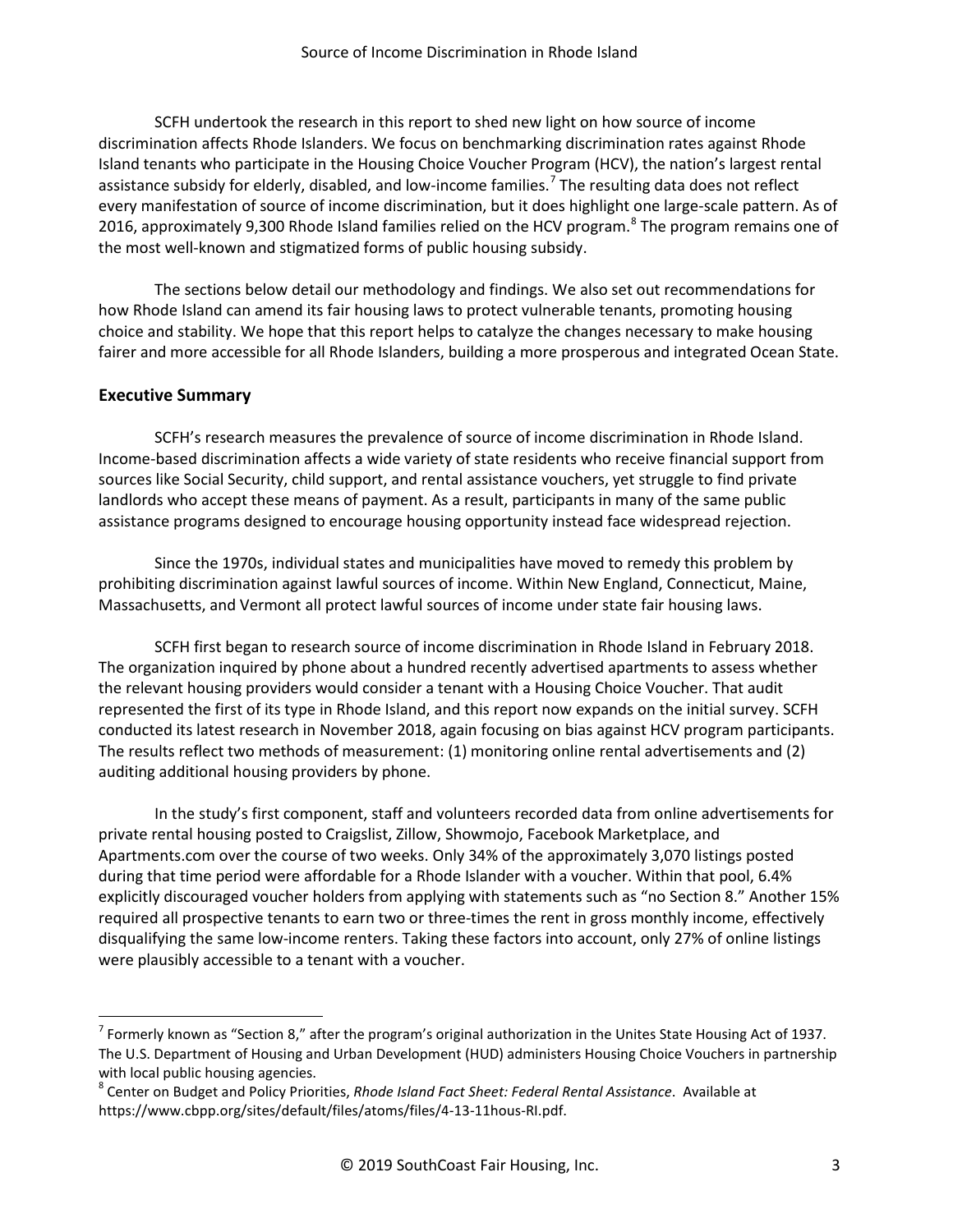SCFH undertook the research in this report to shed new light on how source of income discrimination affects Rhode Islanders. We focus on benchmarking discrimination rates against Rhode Island tenants who participate in the Housing Choice Voucher Program (HCV), the nation's largest rental assistance subsidy for elderly, disabled, and low-income families.[7] The resulting data does not reflect every manifestation of source of income discrimination, but it does highlight one large-scale pattern. As of 2016, approximately 9,300 Rhode Island families relied on the HCV program.[8] The program remains one of the most well-known and stigmatized forms of public housing subsidy.

The sections below detail our methodology and findings. We also set out recommendations for how Rhode Island can amend its fair housing laws to protect vulnerable tenants, promoting housing choice and stability. We hope that this report helps to catalyze the changes necessary to make housing fairer and more accessible for all Rhode Islanders, building a more prosperous and integrated Ocean State.

## Executive Summary

SCFH's research measures the prevalence of source of income discrimination in Rhode Island. Income-based discrimination affects a wide variety of state residents who receive financial support from sources like Social Security, child support, and rental assistance vouchers, yet struggle to find private landlords who accept these means of payment. As a result, participants in many of the same public assistance programs designed to encourage housing opportunity instead face widespread rejection.

Since the 1970s, individual states and municipalities have moved to remedy this problem by prohibiting discrimination against lawful sources of income. Within New England, Connecticut, Maine, Massachusetts, and Vermont all protect lawful sources of income under state fair housing laws.

SCFH first began to research source of income discrimination in Rhode Island in February 2018. The organization inquired by phone about a hundred recently advertised apartments to assess whether the relevant housing providers would consider a tenant with a Housing Choice Voucher. That audit represented the first of its type in Rhode Island, and this report now expands on the initial survey. SCFH conducted its latest research in November 2018, again focusing on bias against HCV program participants. The results reflect two methods of measurement: (1) monitoring online rental advertisements and (2) auditing additional housing providers by phone.

In the study's first component, staff and volunteers recorded data from online advertisements for private rental housing posted to Craigslist, Zillow, Showmojo, Facebook Marketplace, and Apartments.com over the course of two weeks. Only 34% of the approximately 3,070 listings posted during that time period were affordable for a Rhode Islander with a voucher. Within that pool, 6.4% explicitly discouraged voucher holders from applying with statements such as "no Section 8." Another 15% required all prospective tenants to earn two or three-times the rent in gross monthly income, effectively disqualifying the same low-income renters. Taking these factors into account, only 27% of online listings were plausibly accessible to a tenant with a voucher.

---

[7] Formerly known as "Section 8," after the program's original authorization in the Unites State Housing Act of 1937. The U.S. Department of Housing and Urban Development (HUD) administers Housing Choice Vouchers in partnership with local public housing agencies.

[8] Center on Budget and Policy Priorities, *Rhode Island Fact Sheet: Federal Rental Assistance*. Available at https://www.cbpp.org/sites/default/files/atoms/files/4-13-11hous-RI.pdf.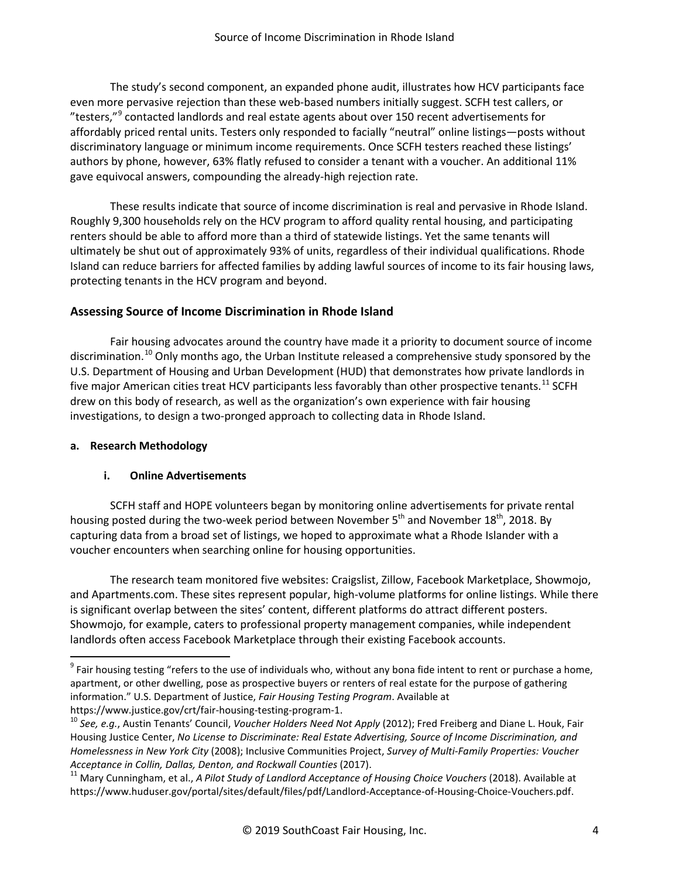The study's second component, an expanded phone audit, illustrates how HCV participants face even more pervasive rejection than these web-based numbers initially suggest. SCFH test callers, or "testers,"[9] contacted landlords and real estate agents about over 150 recent advertisements for affordably priced rental units. Testers only responded to facially "neutral" online listings—posts without discriminatory language or minimum income requirements. Once SCFH testers reached these listings' authors by phone, however, 63% flatly refused to consider a tenant with a voucher. An additional 11% gave equivocal answers, compounding the already-high rejection rate.

These results indicate that source of income discrimination is real and pervasive in Rhode Island. Roughly 9,300 households rely on the HCV program to afford quality rental housing, and participating renters should be able to afford more than a third of statewide listings. Yet the same tenants will ultimately be shut out of approximately 93% of units, regardless of their individual qualifications. Rhode Island can reduce barriers for affected families by adding lawful sources of income to its fair housing laws, protecting tenants in the HCV program and beyond.

## Assessing Source of Income Discrimination in Rhode Island

Fair housing advocates around the country have made it a priority to document source of income discrimination.[10] Only months ago, the Urban Institute released a comprehensive study sponsored by the U.S. Department of Housing and Urban Development (HUD) that demonstrates how private landlords in five major American cities treat HCV participants less favorably than other prospective tenants.[11] SCFH drew on this body of research, as well as the organization's own experience with fair housing investigations, to design a two-pronged approach to collecting data in Rhode Island.

### a. Research Methodology

#### i. Online Advertisements

SCFH staff and HOPE volunteers began by monitoring online advertisements for private rental housing posted during the two-week period between November 5th and November 18th, 2018. By capturing data from a broad set of listings, we hoped to approximate what a Rhode Islander with a voucher encounters when searching online for housing opportunities.

The research team monitored five websites: Craigslist, Zillow, Facebook Marketplace, Showmojo, and Apartments.com. These sites represent popular, high-volume platforms for online listings. While there is significant overlap between the sites' content, different platforms do attract different posters. Showmojo, for example, caters to professional property management companies, while independent landlords often access Facebook Marketplace through their existing Facebook accounts.

---

[9] Fair housing testing "refers to the use of individuals who, without any bona fide intent to rent or purchase a home, apartment, or other dwelling, pose as prospective buyers or renters of real estate for the purpose of gathering information." U.S. Department of Justice, *Fair Housing Testing Program*. Available at https://www.justice.gov/crt/fair-housing-testing-program-1.

[10] *See, e.g.*, Austin Tenants' Council, *Voucher Holders Need Not Apply* (2012); Fred Freiberg and Diane L. Houk, Fair Housing Justice Center, *No License to Discriminate: Real Estate Advertising, Source of Income Discrimination, and Homelessness in New York City* (2008); Inclusive Communities Project, *Survey of Multi-Family Properties: Voucher Acceptance in Collin, Dallas, Denton, and Rockwall Counties* (2017).

[11] Mary Cunningham, et al., *A Pilot Study of Landlord Acceptance of Housing Choice Vouchers* (2018). Available at https://www.huduser.gov/portal/sites/default/files/pdf/Landlord-Acceptance-of-Housing-Choice-Vouchers.pdf.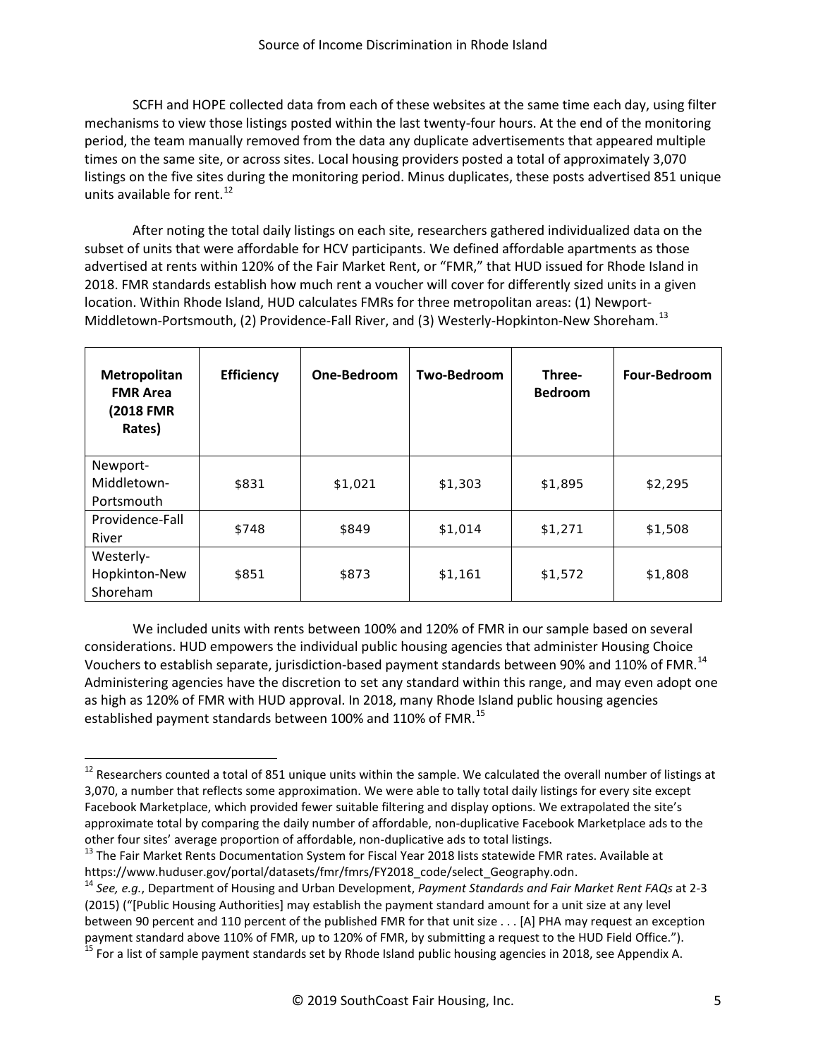SCFH and HOPE collected data from each of these websites at the same time each day, using filter mechanisms to view those listings posted within the last twenty-four hours. At the end of the monitoring period, the team manually removed from the data any duplicate advertisements that appeared multiple times on the same site, or across sites. Local housing providers posted a total of approximately 3,070 listings on the five sites during the monitoring period. Minus duplicates, these posts advertised 851 unique units available for rent.[12]

After noting the total daily listings on each site, researchers gathered individualized data on the subset of units that were affordable for HCV participants. We defined affordable apartments as those advertised at rents within 120% of the Fair Market Rent, or "FMR," that HUD issued for Rhode Island in 2018. FMR standards establish how much rent a voucher will cover for differently sized units in a given location. Within Rhode Island, HUD calculates FMRs for three metropolitan areas: (1) Newport-Middletown-Portsmouth, (2) Providence-Fall River, and (3) Westerly-Hopkinton-New Shoreham.[13]

| **Metropolitan FMR Area (2018 FMR Rates)** | **Efficiency** | **One-Bedroom** | **Two-Bedroom** | **Three-Bedroom** | **Four-Bedroom** |
|---|---|---|---|---|---|
| Newport-Middletown-Portsmouth | $831 | $1,021 | $1,303 | $1,895 | $2,295 |
| Providence-Fall River | $748 | $849 | $1,014 | $1,271 | $1,508 |
| Westerly-Hopkinton-New Shoreham | $851 | $873 | $1,161 | $1,572 | $1,808 |

We included units with rents between 100% and 120% of FMR in our sample based on several considerations. HUD empowers the individual public housing agencies that administer Housing Choice Vouchers to establish separate, jurisdiction-based payment standards between 90% and 110% of FMR.[14] Administering agencies have the discretion to set any standard within this range, and may even adopt one as high as 120% of FMR with HUD approval. In 2018, many Rhode Island public housing agencies established payment standards between 100% and 110% of FMR.[15]

---

[12] Researchers counted a total of 851 unique units within the sample. We calculated the overall number of listings at 3,070, a number that reflects some approximation. We were able to tally total daily listings for every site except Facebook Marketplace, which provided fewer suitable filtering and display options. We extrapolated the site's approximate total by comparing the daily number of affordable, non-duplicative Facebook Marketplace ads to the other four sites' average proportion of affordable, non-duplicative ads to total listings.

[13] The Fair Market Rents Documentation System for Fiscal Year 2018 lists statewide FMR rates. Available at https://www.huduser.gov/portal/datasets/fmr/fmrs/FY2018_code/select_Geography.odn.

[14] *See, e.g.*, Department of Housing and Urban Development, *Payment Standards and Fair Market Rent FAQs* at 2-3 (2015) ("[Public Housing Authorities] may establish the payment standard amount for a unit size at any level between 90 percent and 110 percent of the published FMR for that unit size . . . [A] PHA may request an exception payment standard above 110% of FMR, up to 120% of FMR, by submitting a request to the HUD Field Office.").

[15] For a list of sample payment standards set by Rhode Island public housing agencies in 2018, see Appendix A.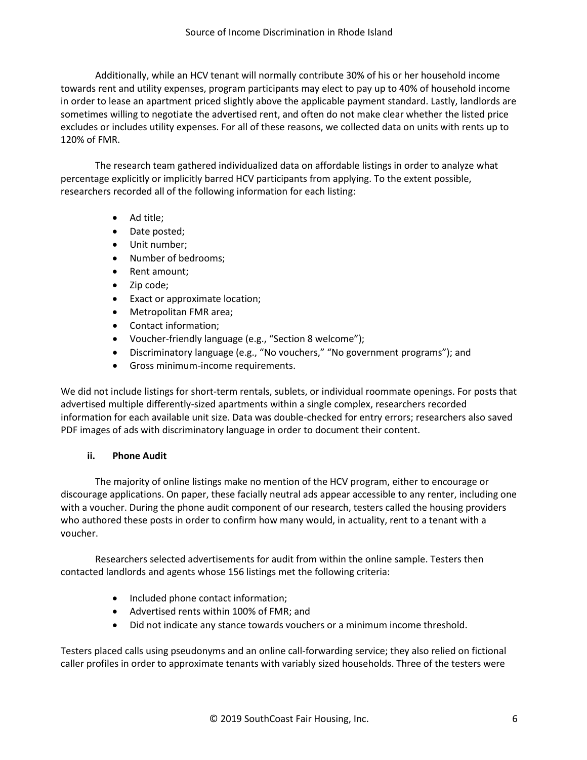Additionally, while an HCV tenant will normally contribute 30% of his or her household income towards rent and utility expenses, program participants may elect to pay up to 40% of household income in order to lease an apartment priced slightly above the applicable payment standard. Lastly, landlords are sometimes willing to negotiate the advertised rent, and often do not make clear whether the listed price excludes or includes utility expenses. For all of these reasons, we collected data on units with rents up to 120% of FMR.

The research team gathered individualized data on affordable listings in order to analyze what percentage explicitly or implicitly barred HCV participants from applying. To the extent possible, researchers recorded all of the following information for each listing:

- Ad title;
- Date posted;
- Unit number;
- Number of bedrooms;
- Rent amount;
- Zip code;
- Exact or approximate location;
- Metropolitan FMR area;
- Contact information;
- Voucher-friendly language (e.g., "Section 8 welcome");
- Discriminatory language (e.g., "No vouchers," "No government programs"); and
- Gross minimum-income requirements.

We did not include listings for short-term rentals, sublets, or individual roommate openings. For posts that advertised multiple differently-sized apartments within a single complex, researchers recorded information for each available unit size. Data was double-checked for entry errors; researchers also saved PDF images of ads with discriminatory language in order to document their content.

#### ii. Phone Audit

The majority of online listings make no mention of the HCV program, either to encourage or discourage applications. On paper, these facially neutral ads appear accessible to any renter, including one with a voucher. During the phone audit component of our research, testers called the housing providers who authored these posts in order to confirm how many would, in actuality, rent to a tenant with a voucher.

Researchers selected advertisements for audit from within the online sample. Testers then contacted landlords and agents whose 156 listings met the following criteria:

- Included phone contact information;
- Advertised rents within 100% of FMR; and
- Did not indicate any stance towards vouchers or a minimum income threshold.

Testers placed calls using pseudonyms and an online call-forwarding service; they also relied on fictional caller profiles in order to approximate tenants with variably sized households. Three of the testers were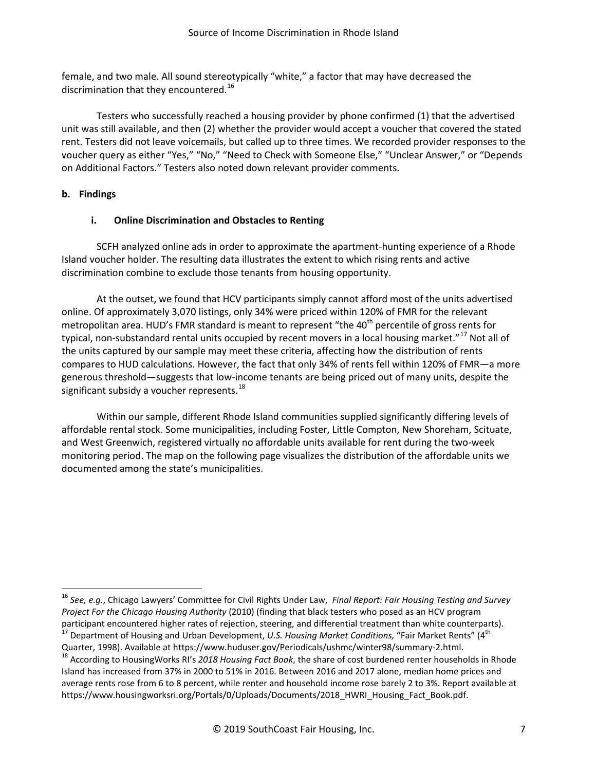female, and two male. All sound stereotypically "white," a factor that may have decreased the discrimination that they encountered.[16]

Testers who successfully reached a housing provider by phone confirmed (1) that the advertised unit was still available, and then (2) whether the provider would accept a voucher that covered the stated rent. Testers did not leave voicemails, but called up to three times. We recorded provider responses to the voucher query as either "Yes," "No," "Need to Check with Someone Else," "Unclear Answer," or "Depends on Additional Factors." Testers also noted down relevant provider comments.

### b. Findings

#### i. Online Discrimination and Obstacles to Renting

SCFH analyzed online ads in order to approximate the apartment-hunting experience of a Rhode Island voucher holder. The resulting data illustrates the extent to which rising rents and active discrimination combine to exclude those tenants from housing opportunity.

At the outset, we found that HCV participants simply cannot afford most of the units advertised online. Of approximately 3,070 listings, only 34% were priced within 120% of FMR for the relevant metropolitan area. HUD's FMR standard is meant to represent "the 40th percentile of gross rents for typical, non-substandard rental units occupied by recent movers in a local housing market."[17] Not all of the units captured by our sample may meet these criteria, affecting how the distribution of rents compares to HUD calculations. However, the fact that only 34% of rents fell within 120% of FMR—a more generous threshold—suggests that low-income tenants are being priced out of many units, despite the significant subsidy a voucher represents.[18]

Within our sample, different Rhode Island communities supplied significantly differing levels of affordable rental stock. Some municipalities, including Foster, Little Compton, New Shoreham, Scituate, and West Greenwich, registered virtually no affordable units available for rent during the two-week monitoring period. The map on the following page visualizes the distribution of the affordable units we documented among the state's municipalities.

---

[16] *See, e.g.*, Chicago Lawyers' Committee for Civil Rights Under Law, *Final Report: Fair Housing Testing and Survey Project For the Chicago Housing Authority* (2010) (finding that black testers who posed as an HCV program participant encountered higher rates of rejection, steering, and differential treatment than white counterparts).

[17] Department of Housing and Urban Development, *U.S. Housing Market Conditions,* "Fair Market Rents" (4th Quarter, 1998). Available at https://www.huduser.gov/Periodicals/ushmc/winter98/summary-2.html.

[18] According to HousingWorks RI's *2018 Housing Fact Book*, the share of cost burdened renter households in Rhode Island has increased from 37% in 2000 to 51% in 2016. Between 2016 and 2017 alone, median home prices and average rents rose from 6 to 8 percent, while renter and household income rose barely 2 to 3%. Report available at https://www.housingworksri.org/Portals/0/Uploads/Documents/2018_HWRI_Housing_Fact_Book.pdf.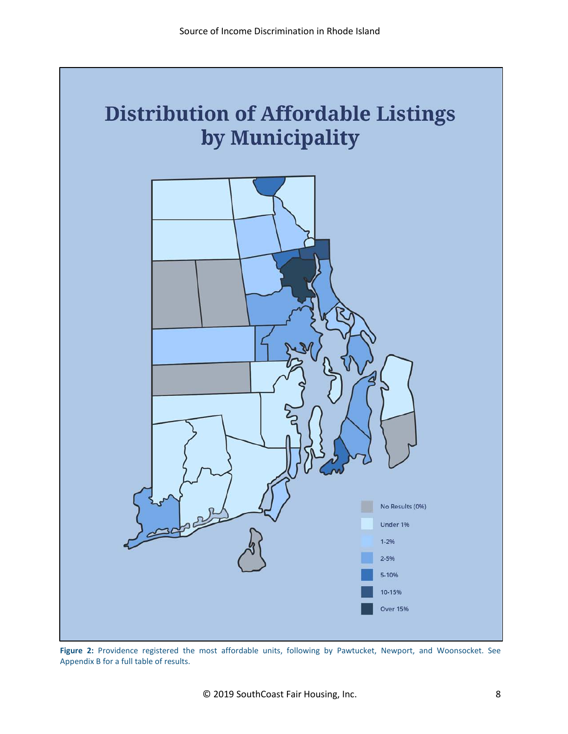# Distribution of Affordable Listings by Municipality

No Results (0%)
Under 1%
1-2%
2-5%
5-10%
10-15%
Over 15%

**Figure 2:** Providence registered the most affordable units, following by Pawtucket, Newport, and Woonsocket. See Appendix B for a full table of results.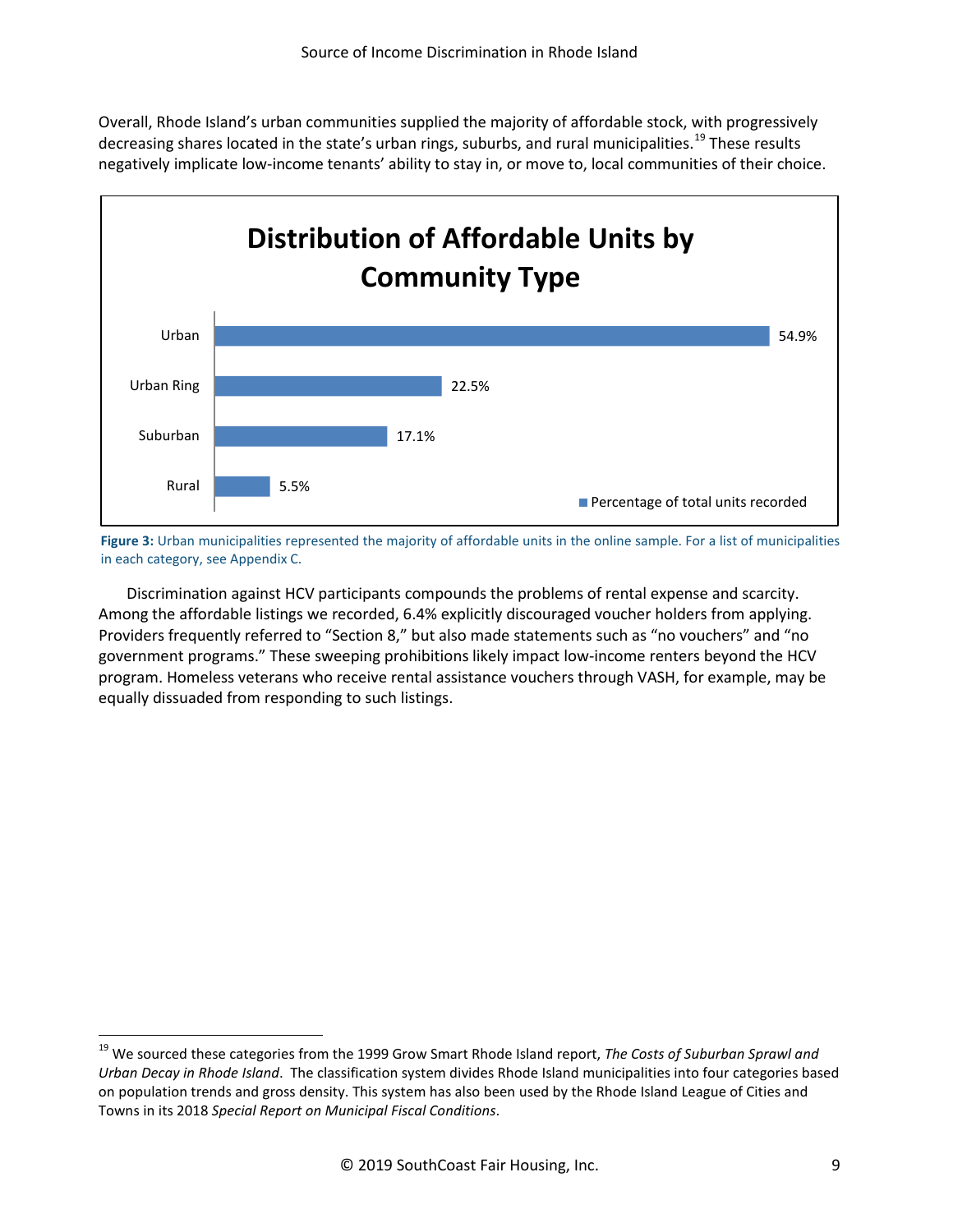Overall, Rhode Island's urban communities supplied the majority of affordable stock, with progressively decreasing shares located in the state's urban rings, suburbs, and rural municipalities.[19] These results negatively implicate low-income tenants' ability to stay in, or move to, local communities of their choice.

**Distribution of Affordable Units by Community Type**

| Community Type | Percentage of total units recorded |
|---|---|
| Urban | 54.9% |
| Urban Ring | 22.5% |
| Suburban | 17.1% |
| Rural | 5.5% |

**Figure 3:** Urban municipalities represented the majority of affordable units in the online sample. For a list of municipalities in each category, see Appendix C.

Discrimination against HCV participants compounds the problems of rental expense and scarcity. Among the affordable listings we recorded, 6.4% explicitly discouraged voucher holders from applying. Providers frequently referred to "Section 8," but also made statements such as "no vouchers" and "no government programs." These sweeping prohibitions likely impact low-income renters beyond the HCV program. Homeless veterans who receive rental assistance vouchers through VASH, for example, may be equally dissuaded from responding to such listings.

[19] We sourced these categories from the 1999 Grow Smart Rhode Island report, *The Costs of Suburban Sprawl and Urban Decay in Rhode Island*. The classification system divides Rhode Island municipalities into four categories based on population trends and gross density. This system has also been used by the Rhode Island League of Cities and Towns in its 2018 *Special Report on Municipal Fiscal Conditions*.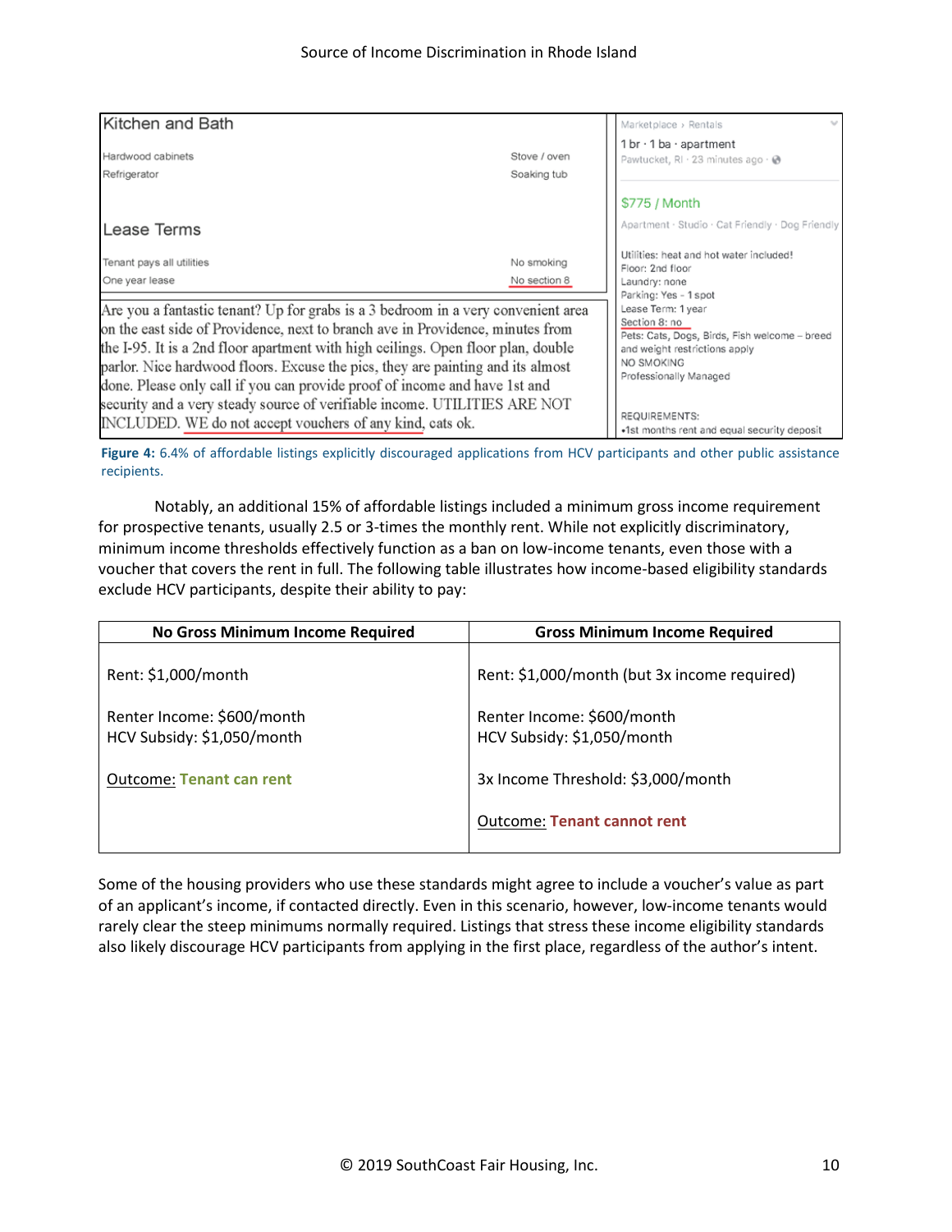Kitchen and Bath

Hardwood cabinets — Stove / oven
Refrigerator — Soaking tub

Lease Terms

Tenant pays all utilities — No smoking
One year lease — No section 8

Are you a fantastic tenant? Up for grabs is a 3 bedroom in a very convenient area on the east side of Providence, next to branch ave in Providence, minutes from the I-95. It is a 2nd floor apartment with high ceilings. Open floor plan, double parlor. Nice hardwood floors. Excuse the pics, they are painting and its almost done. Please only call if you can provide proof of income and have 1st and security and a very steady source of verifiable income. UTILITIES ARE NOT INCLUDED. WE do not accept vouchers of any kind, cats ok.

Marketplace › Rentals
1 br · 1 ba · apartment
Pawtucket, RI · 23 minutes ago

$775 / Month
Apartment · Studio · Cat Friendly · Dog Friendly

Utilities: heat and hot water included!
Floor: 2nd floor
Laundry: none
Parking: Yes – 1 spot
Lease Term: 1 year
Section 8: no
Pets: Cats, Dogs, Birds, Fish welcome – breed and weight restrictions apply
NO SMOKING
Professionally Managed

REQUIREMENTS:
•1st months rent and equal security deposit

**Figure 4:** 6.4% of affordable listings explicitly discouraged applications from HCV participants and other public assistance recipients.

Notably, an additional 15% of affordable listings included a minimum gross income requirement for prospective tenants, usually 2.5 or 3-times the monthly rent. While not explicitly discriminatory, minimum income thresholds effectively function as a ban on low-income tenants, even those with a voucher that covers the rent in full. The following table illustrates how income-based eligibility standards exclude HCV participants, despite their ability to pay:

| No Gross Minimum Income Required | Gross Minimum Income Required |
|---|---|
| Rent: $1,000/month | Rent: $1,000/month (but 3x income required) |
| Renter Income: $600/month<br>HCV Subsidy: $1,050/month | Renter Income: $600/month<br>HCV Subsidy: $1,050/month |
| Outcome: **Tenant can rent** | 3x Income Threshold: $3,000/month |
| | Outcome: **Tenant cannot rent** |

Some of the housing providers who use these standards might agree to include a voucher's value as part of an applicant's income, if contacted directly. Even in this scenario, however, low-income tenants would rarely clear the steep minimums normally required. Listings that stress these income eligibility standards also likely discourage HCV participants from applying in the first place, regardless of the author's intent.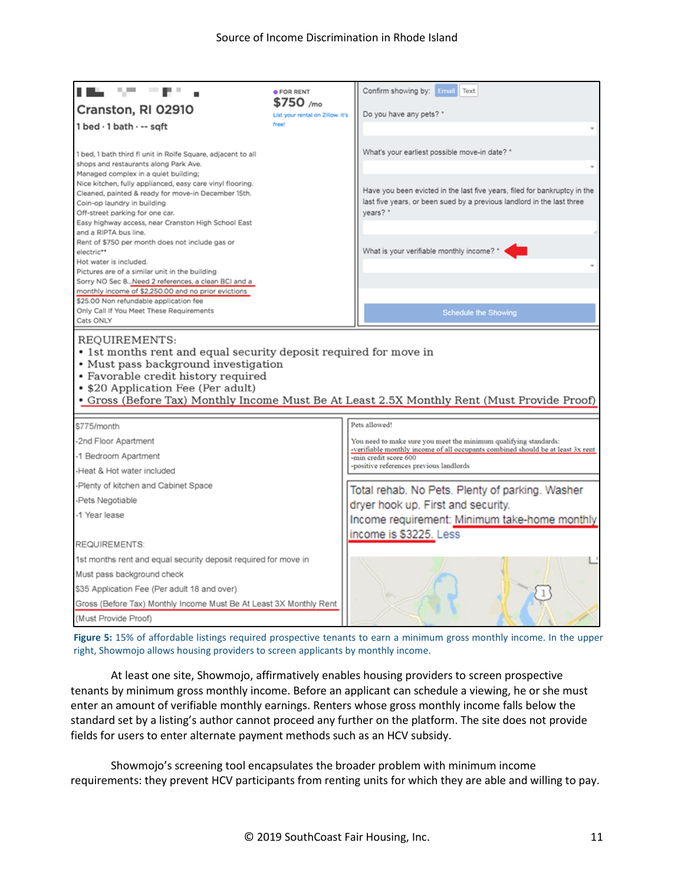Cranston, RI 02910

1 bed · 1 bath · -- sqft

FOR RENT

$750 /mo

List your rental on Zillow. It's free!

1 bed, 1 bath third fl unit in Rolfe Square, adjacent to all shops and restaurants along Park Ave.
Managed complex in a quiet building;
Nice kitchen, fully applianced, easy care vinyl flooring.
Cleaned, painted & ready for move-in December 15th.
Coin-op laundry in building
Off-street parking for one car.
Easy highway access, near Cranston High School East and a RIPTA bus line.
Rent of $750 per month does not include gas or electric**
Hot water is included.
Pictures are of a similar unit in the building
Sorry NO Sec 8...Need 2 references, a clean BCI and a monthly income of $2,250.00 and no prior evictions
$25.00 Non refundable application fee
Only Call If You Meet These Requirements
Cats ONLY

Confirm showing by: Email Text

Do you have any pets? *

What's your earliest possible move-in date? *

Have you been evicted in the last five years, filed for bankruptcy in the last five years, or been sued by a previous landlord in the last three years? *

What is your verifiable monthly income? *

Schedule the Showing

REQUIREMENTS:
- 1st months rent and equal security deposit required for move in
- Must pass background investigation
- Favorable credit history required
- $20 Application Fee (Per adult)
- Gross (Before Tax) Monthly Income Must Be At Least 2.5X Monthly Rent (Must Provide Proof)

$775/month
-2nd Floor Apartment
-1 Bedroom Apartment
-Heat & Hot water included
-Plenty of kitchen and Cabinet Space
-Pets Negotiable
-1 Year lease

REQUIREMENTS:
1st months rent and equal security deposit required for move in
Must pass background check
$35 Application Fee (Per adult 18 and over)
Gross (Before Tax) Monthly Income Must Be At Least 3X Monthly Rent
(Must Provide Proof)

Pets allowed!

You need to make sure you meet the minimum qualifying standards:
-verifiable monthly income of all occupants combined should be at least 3x rent
-min credit score 600
-positive references previous landlords

Total rehab. No Pets. Plenty of parking. Washer dryer hook up. First and security.
Income requirement: Minimum take-home monthly income is $3225. Less

**Figure 5:** 15% of affordable listings required prospective tenants to earn a minimum gross monthly income. In the upper right, Showmojo allows housing providers to screen applicants by monthly income.

At least one site, Showmojo, affirmatively enables housing providers to screen prospective tenants by minimum gross monthly income. Before an applicant can schedule a viewing, he or she must enter an amount of verifiable monthly earnings. Renters whose gross monthly income falls below the standard set by a listing's author cannot proceed any further on the platform. The site does not provide fields for users to enter alternate payment methods such as an HCV subsidy.

Showmojo's screening tool encapsulates the broader problem with minimum income requirements: they prevent HCV participants from renting units for which they are able and willing to pay.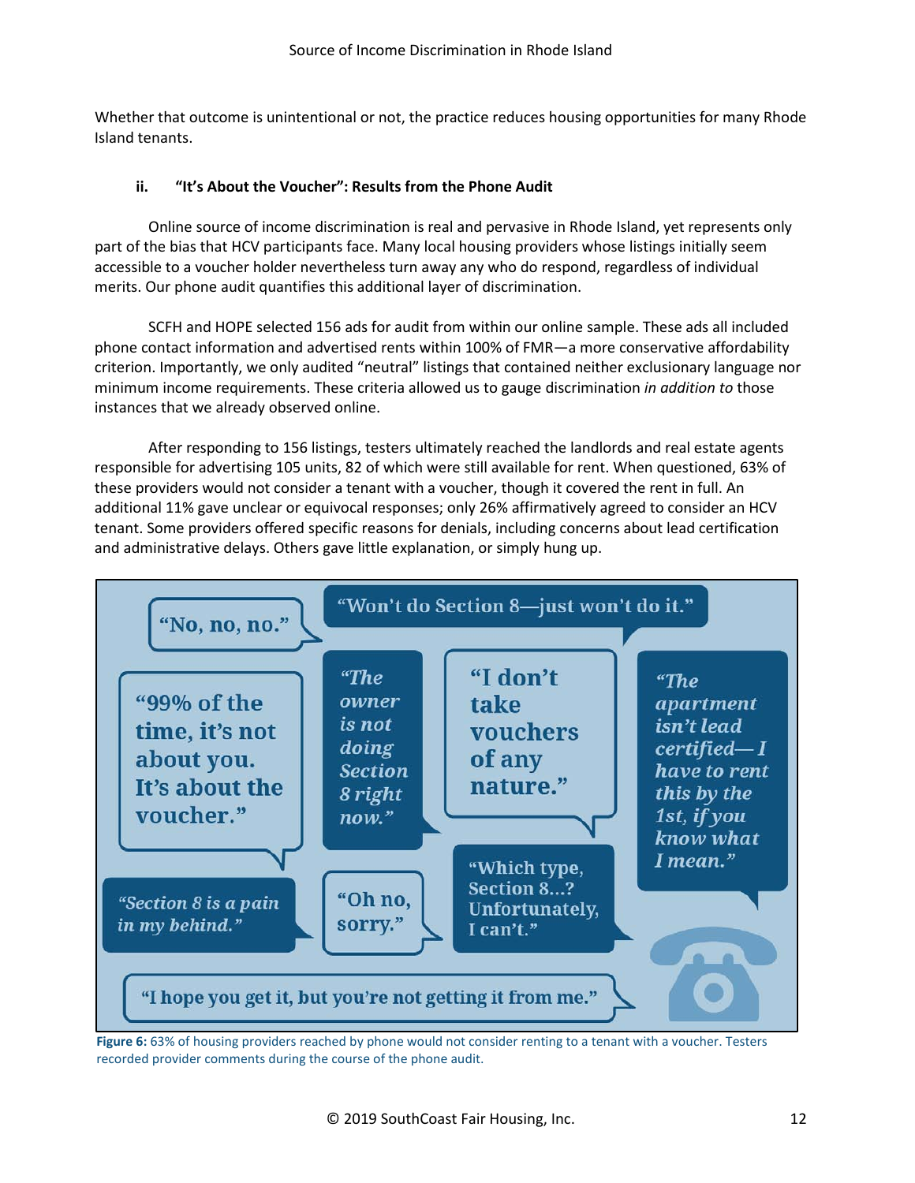Whether that outcome is unintentional or not, the practice reduces housing opportunities for many Rhode Island tenants.

### ii. "It's About the Voucher": Results from the Phone Audit

Online source of income discrimination is real and pervasive in Rhode Island, yet represents only part of the bias that HCV participants face. Many local housing providers whose listings initially seem accessible to a voucher holder nevertheless turn away any who do respond, regardless of individual merits. Our phone audit quantifies this additional layer of discrimination.

SCFH and HOPE selected 156 ads for audit from within our online sample. These ads all included phone contact information and advertised rents within 100% of FMR—a more conservative affordability criterion. Importantly, we only audited "neutral" listings that contained neither exclusionary language nor minimum income requirements. These criteria allowed us to gauge discrimination *in addition to* those instances that we already observed online.

After responding to 156 listings, testers ultimately reached the landlords and real estate agents responsible for advertising 105 units, 82 of which were still available for rent. When questioned, 63% of these providers would not consider a tenant with a voucher, though it covered the rent in full. An additional 11% gave unclear or equivocal responses; only 26% affirmatively agreed to consider an HCV tenant. Some providers offered specific reasons for denials, including concerns about lead certification and administrative delays. Others gave little explanation, or simply hung up.

"No, no, no."

"Won't do Section 8—just won't do it."

"99% of the time, it's not about you. It's about the voucher."

*"The owner is not doing Section 8 right now."*

"I don't take vouchers of any nature."

*"The apartment isn't lead certified—I have to rent this by the 1st, if you know what I mean."*

*"Section 8 is a pain in my behind."*

"Oh no, sorry."

"Which type, Section 8...? Unfortunately, I can't."

"I hope you get it, but you're not getting it from me."

**Figure 6:** 63% of housing providers reached by phone would not consider renting to a tenant with a voucher. Testers recorded provider comments during the course of the phone audit.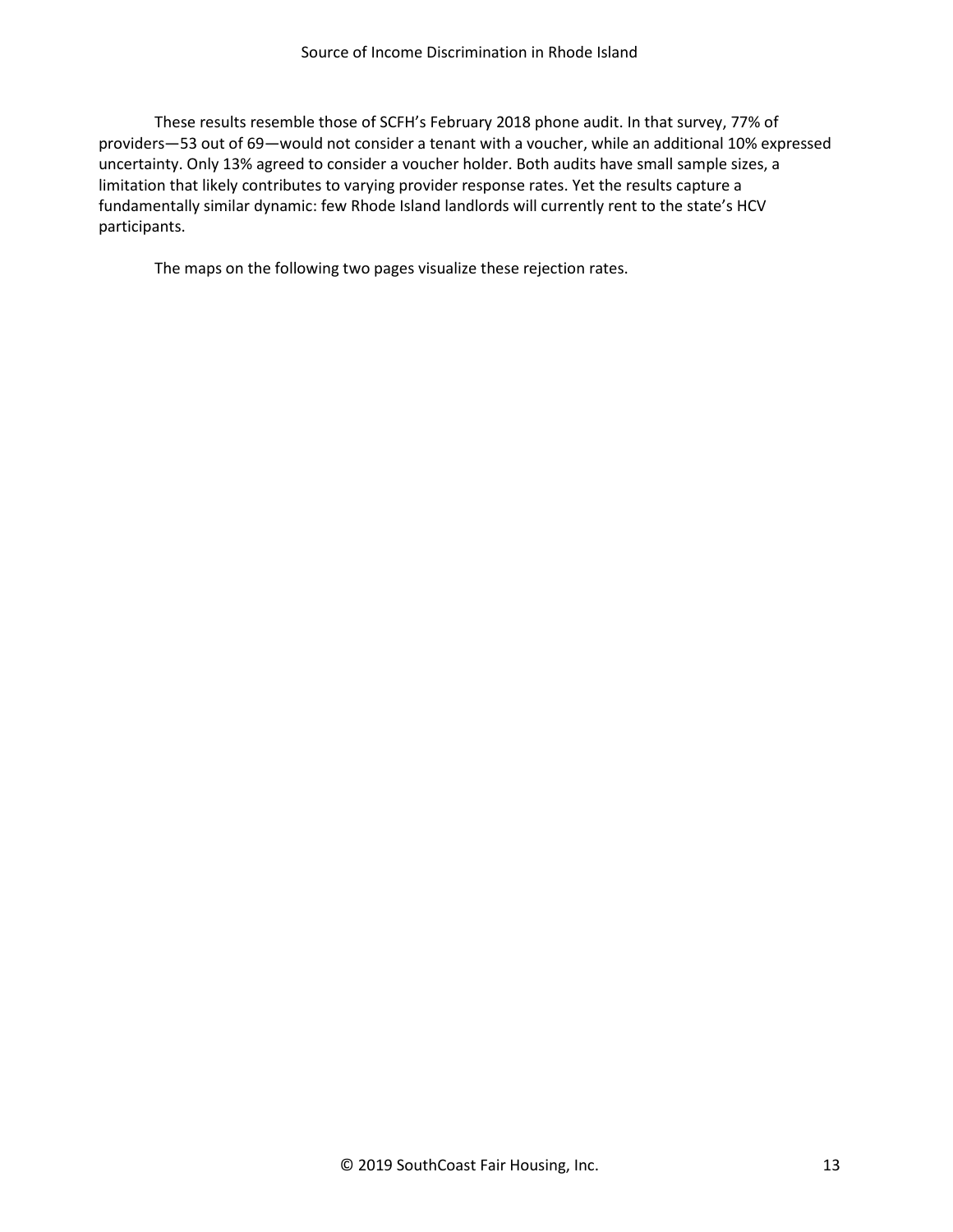These results resemble those of SCFH's February 2018 phone audit. In that survey, 77% of providers—53 out of 69—would not consider a tenant with a voucher, while an additional 10% expressed uncertainty. Only 13% agreed to consider a voucher holder. Both audits have small sample sizes, a limitation that likely contributes to varying provider response rates. Yet the results capture a fundamentally similar dynamic: few Rhode Island landlords will currently rent to the state's HCV participants.

The maps on the following two pages visualize these rejection rates.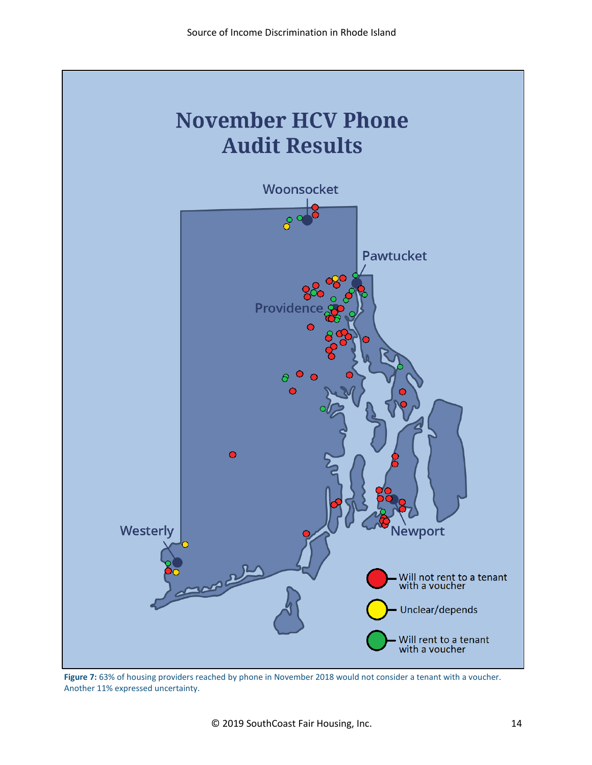**Figure 7:** 63% of housing providers reached by phone in November 2018 would not consider a tenant with a voucher. Another 11% expressed uncertainty.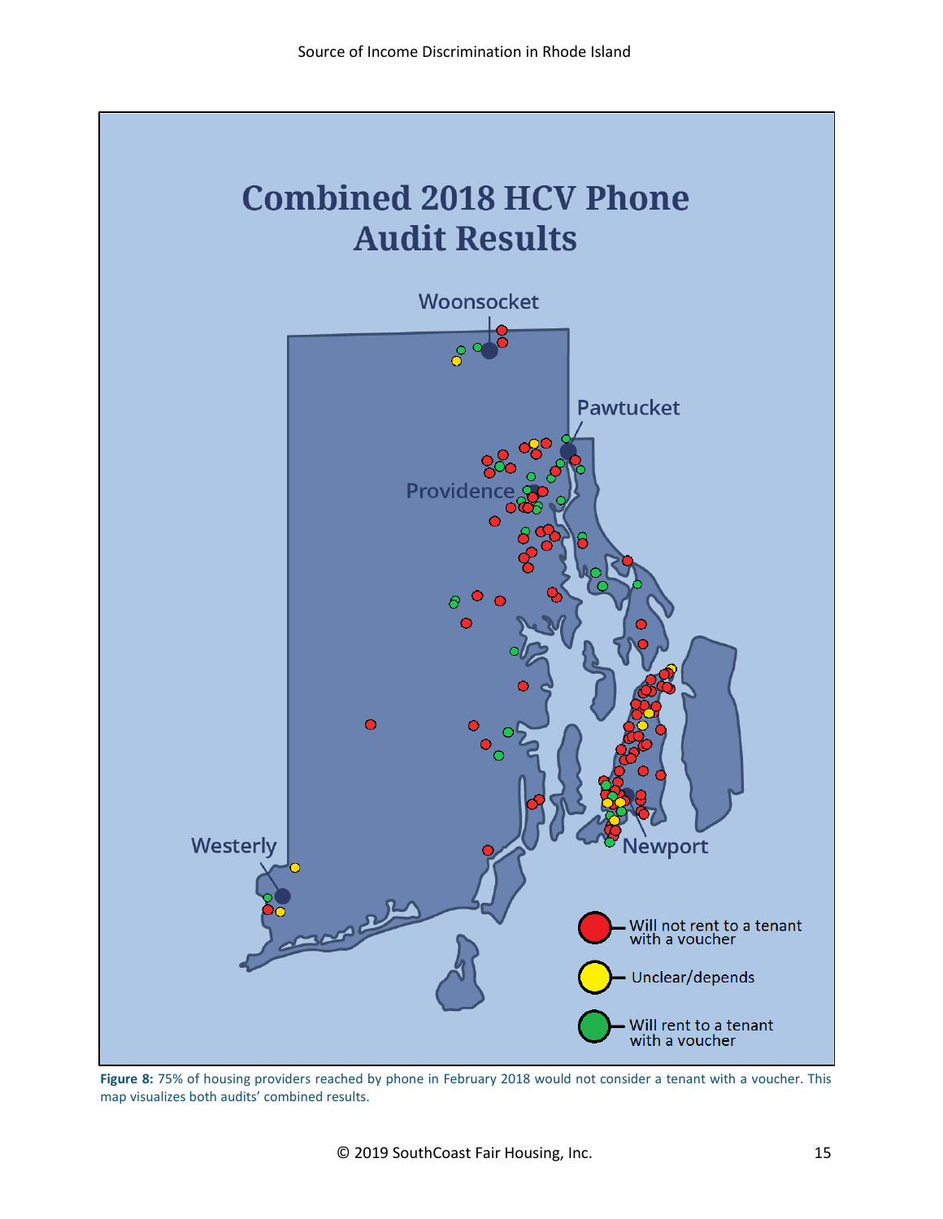## Combined 2018 HCV Phone Audit Results

Woonsocket

Pawtucket

Providence

Westerly

Newport

- Will not rent to a tenant with a voucher
- Unclear/depends
- Will rent to a tenant with a voucher

**Figure 8:** 75% of housing providers reached by phone in February 2018 would not consider a tenant with a voucher. This map visualizes both audits' combined results.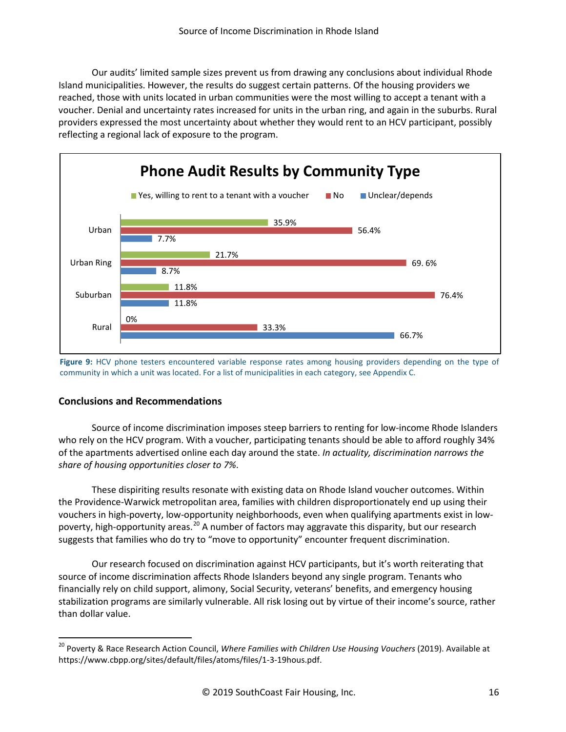Our audits' limited sample sizes prevent us from drawing any conclusions about individual Rhode Island municipalities. However, the results do suggest certain patterns. Of the housing providers we reached, those with units located in urban communities were the most willing to accept a tenant with a voucher. Denial and uncertainty rates increased for units in the urban ring, and again in the suburbs. Rural providers expressed the most uncertainty about whether they would rent to an HCV participant, possibly reflecting a regional lack of exposure to the program.

**Phone Audit Results by Community Type**

| Community Type | Yes, willing to rent to a tenant with a voucher | No | Unclear/depends |
|---|---|---|---|
| Urban | 35.9% | 56.4% | 7.7% |
| Urban Ring | 21.7% | 69. 6% | 8.7% |
| Suburban | 11.8% | 76.4% | 11.8% |
| Rural | 0% | 33.3% | 66.7% |

**Figure 9:** HCV phone testers encountered variable response rates among housing providers depending on the type of community in which a unit was located. For a list of municipalities in each category, see Appendix C.

## Conclusions and Recommendations

Source of income discrimination imposes steep barriers to renting for low-income Rhode Islanders who rely on the HCV program. With a voucher, participating tenants should be able to afford roughly 34% of the apartments advertised online each day around the state. *In actuality, discrimination narrows the share of housing opportunities closer to 7%*.

These dispiriting results resonate with existing data on Rhode Island voucher outcomes. Within the Providence-Warwick metropolitan area, families with children disproportionately end up using their vouchers in high-poverty, low-opportunity neighborhoods, even when qualifying apartments exist in low-poverty, high-opportunity areas.[20] A number of factors may aggravate this disparity, but our research suggests that families who do try to "move to opportunity" encounter frequent discrimination.

Our research focused on discrimination against HCV participants, but it's worth reiterating that source of income discrimination affects Rhode Islanders beyond any single program. Tenants who financially rely on child support, alimony, Social Security, veterans' benefits, and emergency housing stabilization programs are similarly vulnerable. All risk losing out by virtue of their income's source, rather than dollar value.

---

[20] Poverty & Race Research Action Council, *Where Families with Children Use Housing Vouchers* (2019). Available at https://www.cbpp.org/sites/default/files/atoms/files/1-3-19hous.pdf.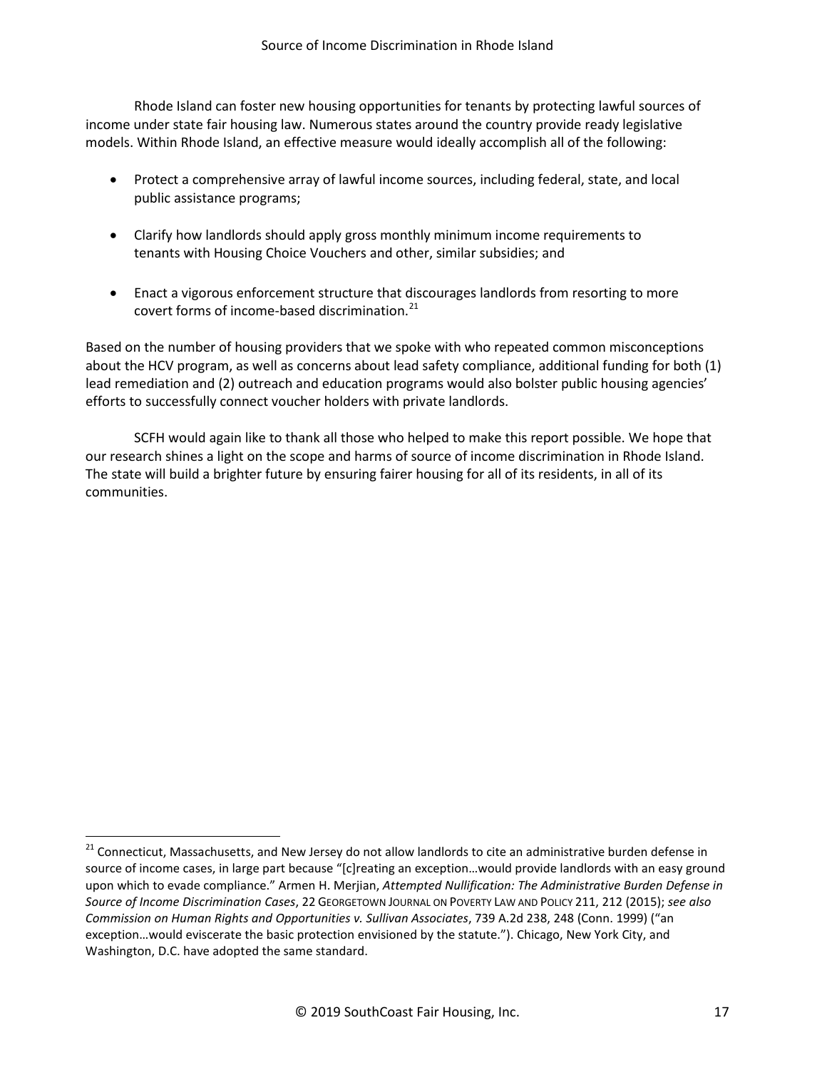Rhode Island can foster new housing opportunities for tenants by protecting lawful sources of income under state fair housing law. Numerous states around the country provide ready legislative models. Within Rhode Island, an effective measure would ideally accomplish all of the following:

- Protect a comprehensive array of lawful income sources, including federal, state, and local public assistance programs;
- Clarify how landlords should apply gross monthly minimum income requirements to tenants with Housing Choice Vouchers and other, similar subsidies; and
- Enact a vigorous enforcement structure that discourages landlords from resorting to more covert forms of income-based discrimination.[21]

Based on the number of housing providers that we spoke with who repeated common misconceptions about the HCV program, as well as concerns about lead safety compliance, additional funding for both (1) lead remediation and (2) outreach and education programs would also bolster public housing agencies' efforts to successfully connect voucher holders with private landlords.

SCFH would again like to thank all those who helped to make this report possible. We hope that our research shines a light on the scope and harms of source of income discrimination in Rhode Island. The state will build a brighter future by ensuring fairer housing for all of its residents, in all of its communities.

---

[21] Connecticut, Massachusetts, and New Jersey do not allow landlords to cite an administrative burden defense in source of income cases, in large part because "[c]reating an exception…would provide landlords with an easy ground upon which to evade compliance." Armen H. Merjian, *Attempted Nullification: The Administrative Burden Defense in Source of Income Discrimination Cases*, 22 GEORGETOWN JOURNAL ON POVERTY LAW AND POLICY 211, 212 (2015); *see also Commission on Human Rights and Opportunities v. Sullivan Associates*, 739 A.2d 238, 248 (Conn. 1999) ("an exception…would eviscerate the basic protection envisioned by the statute."). Chicago, New York City, and Washington, D.C. have adopted the same standard.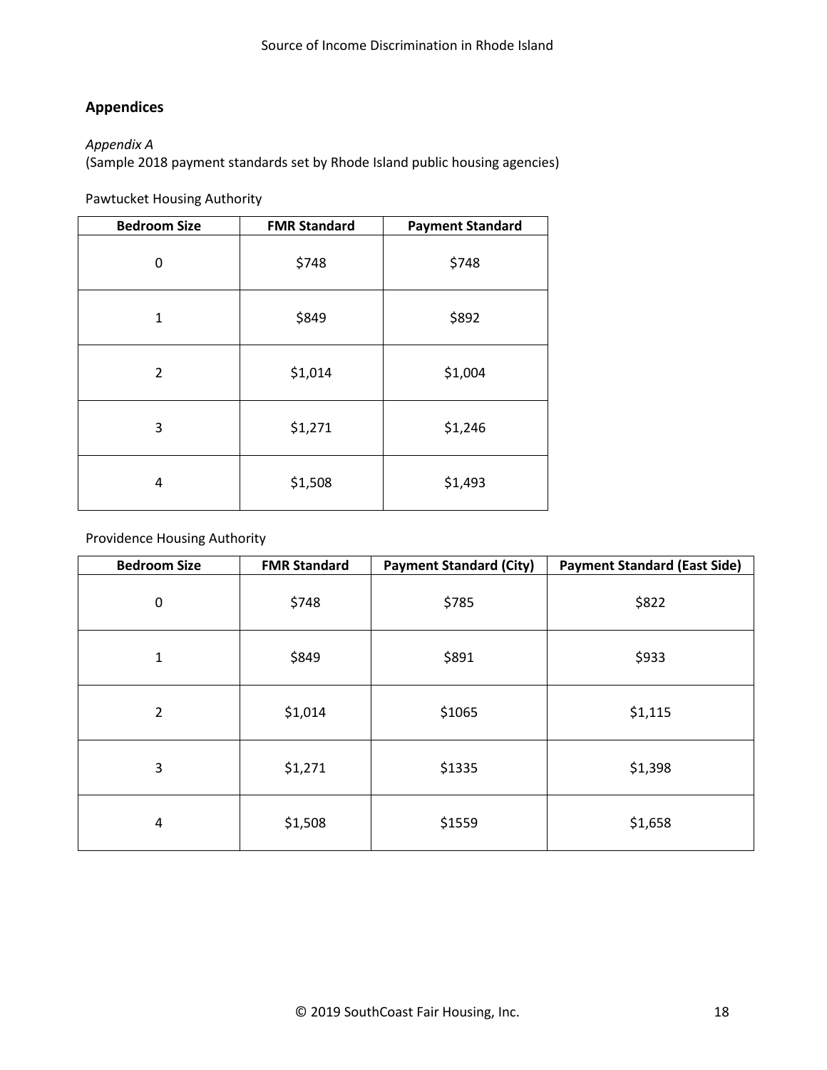## Appendices

*Appendix A*
(Sample 2018 payment standards set by Rhode Island public housing agencies)

Pawtucket Housing Authority

| Bedroom Size | FMR Standard | Payment Standard |
|---|---|---|
| 0 | $748 | $748 |
| 1 | $849 | $892 |
| 2 | $1,014 | $1,004 |
| 3 | $1,271 | $1,246 |
| 4 | $1,508 | $1,493 |

Providence Housing Authority

| Bedroom Size | FMR Standard | Payment Standard (City) | Payment Standard (East Side) |
|---|---|---|---|
| 0 | $748 | $785 | $822 |
| 1 | $849 | $891 | $933 |
| 2 | $1,014 | $1065 | $1,115 |
| 3 | $1,271 | $1335 | $1,398 |
| 4 | $1,508 | $1559 | $1,658 |

© 2019 SouthCoast Fair Housing, Inc.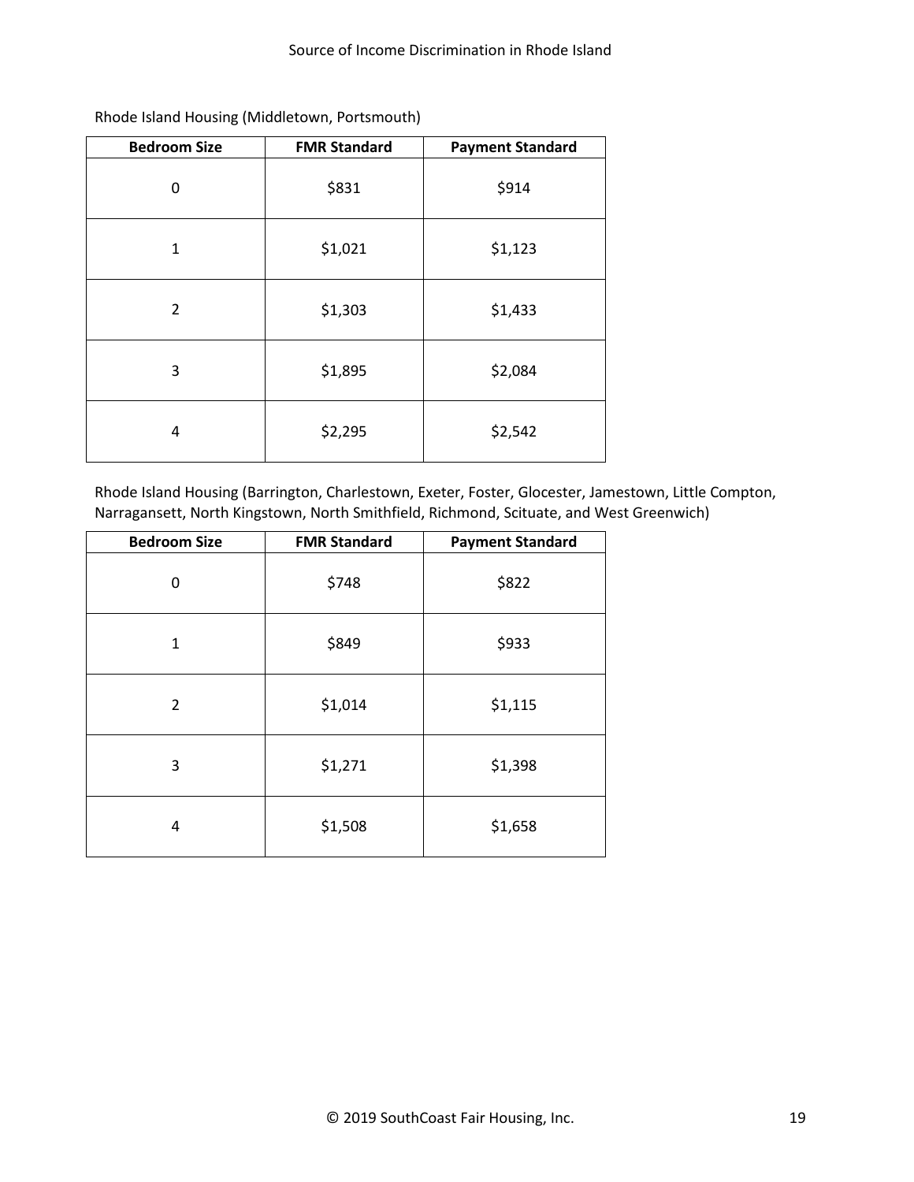Rhode Island Housing (Middletown, Portsmouth)

| Bedroom Size | FMR Standard | Payment Standard |
|---|---|---|
| 0 | $831 | $914 |
| 1 | $1,021 | $1,123 |
| 2 | $1,303 | $1,433 |
| 3 | $1,895 | $2,084 |
| 4 | $2,295 | $2,542 |

Rhode Island Housing (Barrington, Charlestown, Exeter, Foster, Glocester, Jamestown, Little Compton, Narragansett, North Kingstown, North Smithfield, Richmond, Scituate, and West Greenwich)

| Bedroom Size | FMR Standard | Payment Standard |
|---|---|---|
| 0 | $748 | $822 |
| 1 | $849 | $933 |
| 2 | $1,014 | $1,115 |
| 3 | $1,271 | $1,398 |
| 4 | $1,508 | $1,658 |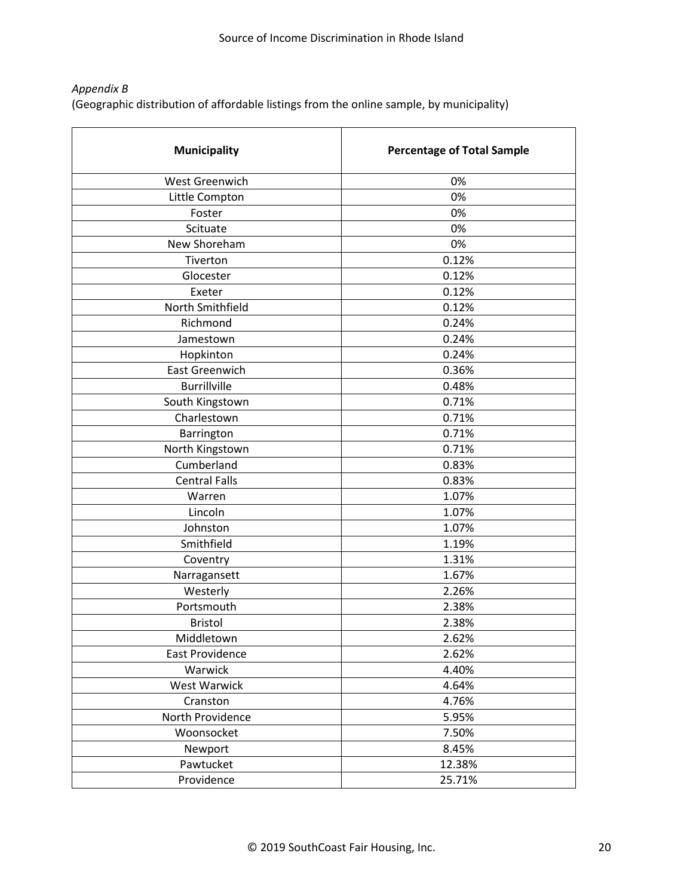*Appendix B*

(Geographic distribution of affordable listings from the online sample, by municipality)

| Municipality | Percentage of Total Sample |
|---|---|
| West Greenwich | 0% |
| Little Compton | 0% |
| Foster | 0% |
| Scituate | 0% |
| New Shoreham | 0% |
| Tiverton | 0.12% |
| Glocester | 0.12% |
| Exeter | 0.12% |
| North Smithfield | 0.12% |
| Richmond | 0.24% |
| Jamestown | 0.24% |
| Hopkinton | 0.24% |
| East Greenwich | 0.36% |
| Burrillville | 0.48% |
| South Kingstown | 0.71% |
| Charlestown | 0.71% |
| Barrington | 0.71% |
| North Kingstown | 0.71% |
| Cumberland | 0.83% |
| Central Falls | 0.83% |
| Warren | 1.07% |
| Lincoln | 1.07% |
| Johnston | 1.07% |
| Smithfield | 1.19% |
| Coventry | 1.31% |
| Narragansett | 1.67% |
| Westerly | 2.26% |
| Portsmouth | 2.38% |
| Bristol | 2.38% |
| Middletown | 2.62% |
| East Providence | 2.62% |
| Warwick | 4.40% |
| West Warwick | 4.64% |
| Cranston | 4.76% |
| North Providence | 5.95% |
| Woonsocket | 7.50% |
| Newport | 8.45% |
| Pawtucket | 12.38% |
| Providence | 25.71% |

© 2019 SouthCoast Fair Housing, Inc.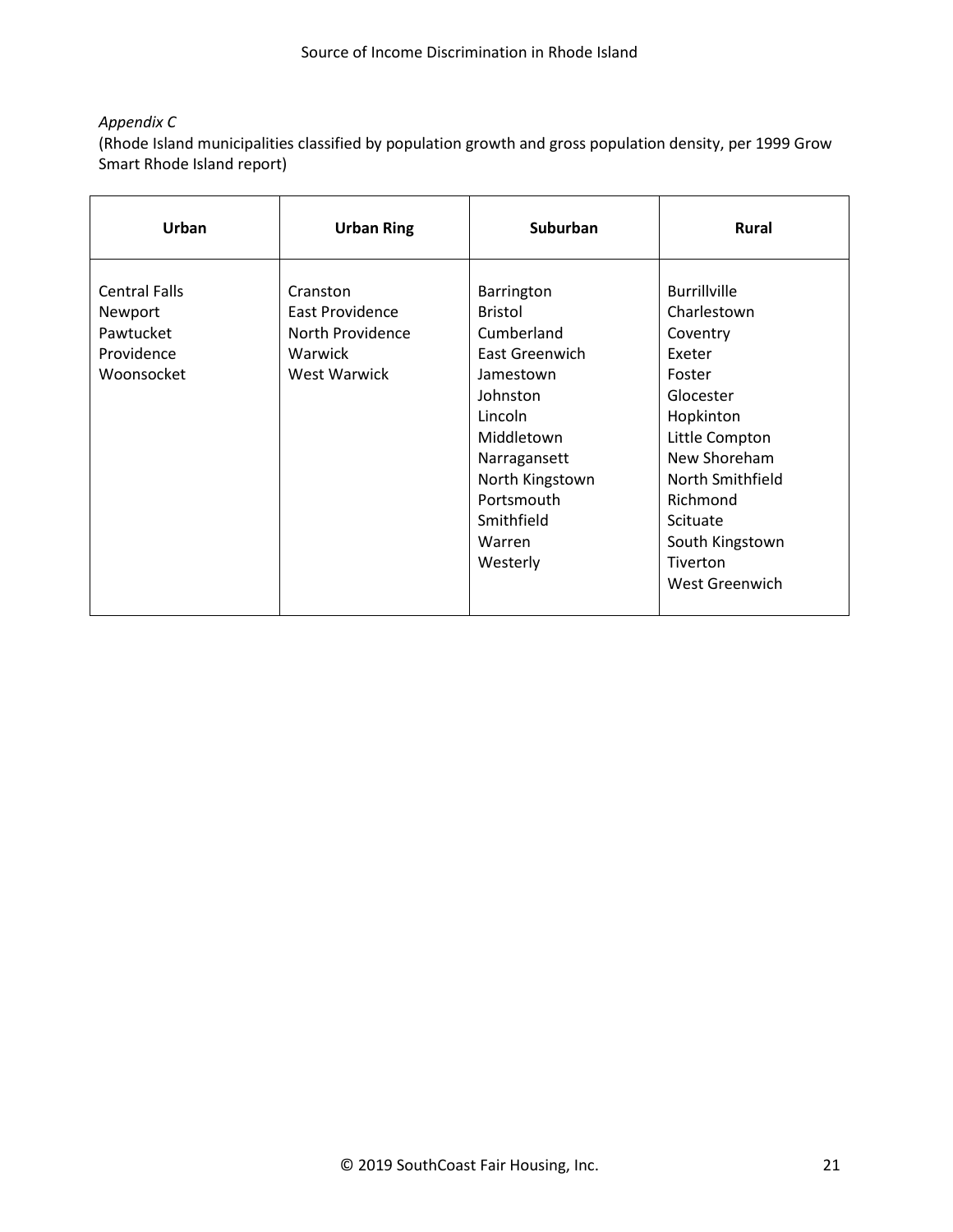*Appendix C*

(Rhode Island municipalities classified by population growth and gross population density, per 1999 Grow Smart Rhode Island report)

| Urban | Urban Ring | Suburban | Rural |
|---|---|---|---|
| Central Falls | Cranston | Barrington | Burrillville |
| Newport | East Providence | Bristol | Charlestown |
| Pawtucket | North Providence | Cumberland | Coventry |
| Providence | Warwick | East Greenwich | Exeter |
| Woonsocket | West Warwick | Jamestown | Foster |
| | | Johnston | Glocester |
| | | Lincoln | Hopkinton |
| | | Middletown | Little Compton |
| | | Narragansett | New Shoreham |
| | | North Kingstown | North Smithfield |
| | | Portsmouth | Richmond |
| | | Smithfield | Scituate |
| | | Warren | South Kingstown |
| | | Westerly | Tiverton |
| | | | West Greenwich |